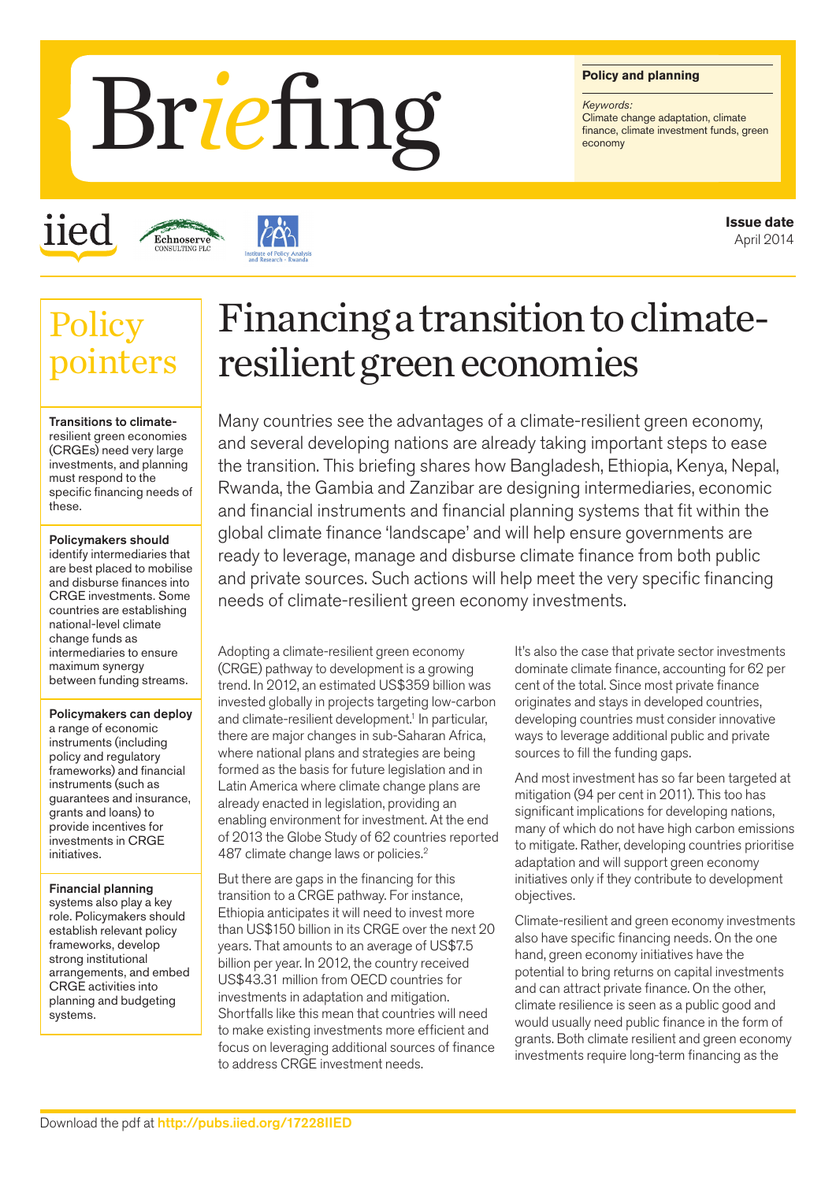# Briefing

**Policy and planning**

*Keywords:*
Climate change adaptation, climate finance, climate investment funds, green economy

**Issue date**
April 2014

## Policy pointers

**Transitions to climate-resilient green economies** (CRGEs) need very large investments, and planning must respond to the specific financing needs of these.

**Policymakers should** identify intermediaries that are best placed to mobilise and disburse finances into CRGE investments. Some countries are establishing national-level climate change funds as intermediaries to ensure maximum synergy between funding streams.

**Policymakers can deploy** a range of economic instruments (including policy and regulatory frameworks) and financial instruments (such as guarantees and insurance, grants and loans) to provide incentives for investments in CRGE initiatives.

**Financial planning** systems also play a key role. Policymakers should establish relevant policy frameworks, develop strong institutional arrangements, and embed CRGE activities into planning and budgeting systems.

# Financing a transition to climate-resilient green economies

Many countries see the advantages of a climate-resilient green economy, and several developing nations are already taking important steps to ease the transition. This briefing shares how Bangladesh, Ethiopia, Kenya, Nepal, Rwanda, the Gambia and Zanzibar are designing intermediaries, economic and financial instruments and financial planning systems that fit within the global climate finance 'landscape' and will help ensure governments are ready to leverage, manage and disburse climate finance from both public and private sources. Such actions will help meet the very specific financing needs of climate-resilient green economy investments.

Adopting a climate-resilient green economy (CRGE) pathway to development is a growing trend. In 2012, an estimated US$359 billion was invested globally in projects targeting low-carbon and climate-resilient development.[1] In particular, there are major changes in sub-Saharan Africa, where national plans and strategies are being formed as the basis for future legislation and in Latin America where climate change plans are already enacted in legislation, providing an enabling environment for investment. At the end of 2013 the Globe Study of 62 countries reported 487 climate change laws or policies.[2]

But there are gaps in the financing for this transition to a CRGE pathway. For instance, Ethiopia anticipates it will need to invest more than US$150 billion in its CRGE over the next 20 years. That amounts to an average of US$7.5 billion per year. In 2012, the country received US$43.31 million from OECD countries for investments in adaptation and mitigation. Shortfalls like this mean that countries will need to make existing investments more efficient and focus on leveraging additional sources of finance to address CRGE investment needs.

It's also the case that private sector investments dominate climate finance, accounting for 62 per cent of the total. Since most private finance originates and stays in developed countries, developing countries must consider innovative ways to leverage additional public and private sources to fill the funding gaps.

And most investment has so far been targeted at mitigation (94 per cent in 2011). This too has significant implications for developing nations, many of which do not have high carbon emissions to mitigate. Rather, developing countries prioritise adaptation and will support green economy initiatives only if they contribute to development objectives.

Climate-resilient and green economy investments also have specific financing needs. On the one hand, green economy initiatives have the potential to bring returns on capital investments and can attract private finance. On the other, climate resilience is seen as a public good and would usually need public finance in the form of grants. Both climate resilient and green economy investments require long-term financing as the

Download the pdf at http://pubs.iied.org/17228IIED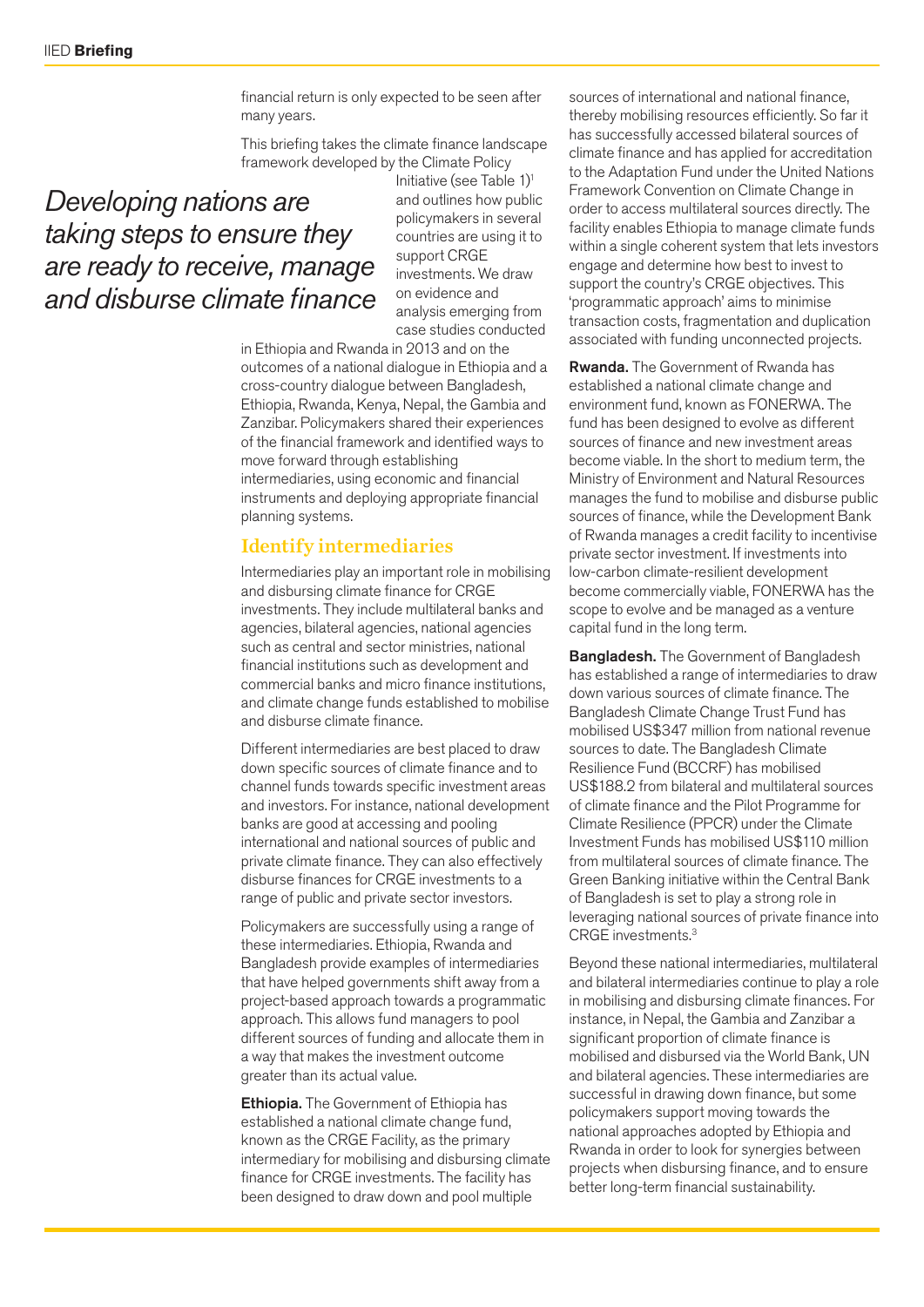financial return is only expected to be seen after many years.

This briefing takes the climate finance landscape framework developed by the Climate Policy Initiative (see Table 1)[1] and outlines how public policymakers in several countries are using it to support CRGE investments. We draw on evidence and analysis emerging from case studies conducted in Ethiopia and Rwanda in 2013 and on the outcomes of a national dialogue in Ethiopia and a cross-country dialogue between Bangladesh, Ethiopia, Rwanda, Kenya, Nepal, the Gambia and Zanzibar. Policymakers shared their experiences of the financial framework and identified ways to move forward through establishing intermediaries, using economic and financial instruments and deploying appropriate financial planning systems.

*Developing nations are taking steps to ensure they are ready to receive, manage and disburse climate finance*

## Identify intermediaries

Intermediaries play an important role in mobilising and disbursing climate finance for CRGE investments. They include multilateral banks and agencies, bilateral agencies, national agencies such as central and sector ministries, national financial institutions such as development and commercial banks and micro finance institutions, and climate change funds established to mobilise and disburse climate finance.

Different intermediaries are best placed to draw down specific sources of climate finance and to channel funds towards specific investment areas and investors. For instance, national development banks are good at accessing and pooling international and national sources of public and private climate finance. They can also effectively disburse finances for CRGE investments to a range of public and private sector investors.

Policymakers are successfully using a range of these intermediaries. Ethiopia, Rwanda and Bangladesh provide examples of intermediaries that have helped governments shift away from a project-based approach towards a programmatic approach. This allows fund managers to pool different sources of funding and allocate them in a way that makes the investment outcome greater than its actual value.

**Ethiopia.** The Government of Ethiopia has established a national climate change fund, known as the CRGE Facility, as the primary intermediary for mobilising and disbursing climate finance for CRGE investments. The facility has been designed to draw down and pool multiple sources of international and national finance, thereby mobilising resources efficiently. So far it has successfully accessed bilateral sources of climate finance and has applied for accreditation to the Adaptation Fund under the United Nations Framework Convention on Climate Change in order to access multilateral sources directly. The facility enables Ethiopia to manage climate funds within a single coherent system that lets investors engage and determine how best to invest to support the country's CRGE objectives. This 'programmatic approach' aims to minimise transaction costs, fragmentation and duplication associated with funding unconnected projects.

**Rwanda.** The Government of Rwanda has established a national climate change and environment fund, known as FONERWA. The fund has been designed to evolve as different sources of finance and new investment areas become viable. In the short to medium term, the Ministry of Environment and Natural Resources manages the fund to mobilise and disburse public sources of finance, while the Development Bank of Rwanda manages a credit facility to incentivise private sector investment. If investments into low-carbon climate-resilient development become commercially viable, FONERWA has the scope to evolve and be managed as a venture capital fund in the long term.

**Bangladesh.** The Government of Bangladesh has established a range of intermediaries to draw down various sources of climate finance. The Bangladesh Climate Change Trust Fund has mobilised US$347 million from national revenue sources to date. The Bangladesh Climate Resilience Fund (BCCRF) has mobilised US$188.2 from bilateral and multilateral sources of climate finance and the Pilot Programme for Climate Resilience (PPCR) under the Climate Investment Funds has mobilised US$110 million from multilateral sources of climate finance. The Green Banking initiative within the Central Bank of Bangladesh is set to play a strong role in leveraging national sources of private finance into CRGE investments.[3]

Beyond these national intermediaries, multilateral and bilateral intermediaries continue to play a role in mobilising and disbursing climate finances. For instance, in Nepal, the Gambia and Zanzibar a significant proportion of climate finance is mobilised and disbursed via the World Bank, UN and bilateral agencies. These intermediaries are successful in drawing down finance, but some policymakers support moving towards the national approaches adopted by Ethiopia and Rwanda in order to look for synergies between projects when disbursing finance, and to ensure better long-term financial sustainability.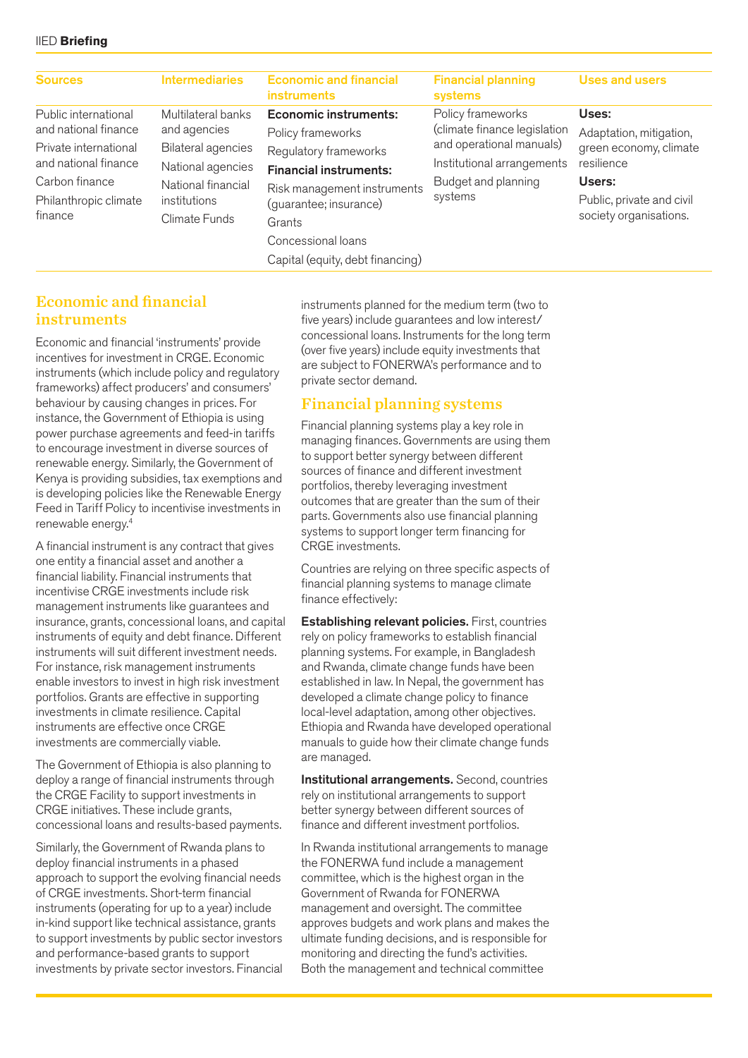| Sources | Intermediaries | Economic and financial instruments | Financial planning systems | Uses and users |
|---|---|---|---|---|
| Public international and national finance<br>Private international and national finance<br>Carbon finance<br>Philanthropic climate finance | Multilateral banks and agencies<br>Bilateral agencies<br>National agencies<br>National financial institutions<br>Climate Funds | **Economic instruments:**<br>Policy frameworks<br>Regulatory frameworks<br>**Financial instruments:**<br>Risk management instruments (guarantee; insurance)<br>Grants<br>Concessional loans<br>Capital (equity, debt financing) | Policy frameworks (climate finance legislation and operational manuals)<br>Institutional arrangements<br>Budget and planning systems | **Uses:**<br>Adaptation, mitigation, green economy, climate resilience<br>**Users:**<br>Public, private and civil society organisations. |

## Economic and financial instruments

Economic and financial 'instruments' provide incentives for investment in CRGE. Economic instruments (which include policy and regulatory frameworks) affect producers' and consumers' behaviour by causing changes in prices. For instance, the Government of Ethiopia is using power purchase agreements and feed-in tariffs to encourage investment in diverse sources of renewable energy. Similarly, the Government of Kenya is providing subsidies, tax exemptions and is developing policies like the Renewable Energy Feed in Tariff Policy to incentivise investments in renewable energy.[4]

A financial instrument is any contract that gives one entity a financial asset and another a financial liability. Financial instruments that incentivise CRGE investments include risk management instruments like guarantees and insurance, grants, concessional loans, and capital instruments of equity and debt finance. Different instruments will suit different investment needs. For instance, risk management instruments enable investors to invest in high risk investment portfolios. Grants are effective in supporting investments in climate resilience. Capital instruments are effective once CRGE investments are commercially viable.

The Government of Ethiopia is also planning to deploy a range of financial instruments through the CRGE Facility to support investments in CRGE initiatives. These include grants, concessional loans and results-based payments.

Similarly, the Government of Rwanda plans to deploy financial instruments in a phased approach to support the evolving financial needs of CRGE investments. Short-term financial instruments (operating for up to a year) include in-kind support like technical assistance, grants to support investments by public sector investors and performance-based grants to support investments by private sector investors. Financial instruments planned for the medium term (two to five years) include guarantees and low interest/concessional loans. Instruments for the long term (over five years) include equity investments that are subject to FONERWA's performance and to private sector demand.

## Financial planning systems

Financial planning systems play a key role in managing finances. Governments are using them to support better synergy between different sources of finance and different investment portfolios, thereby leveraging investment outcomes that are greater than the sum of their parts. Governments also use financial planning systems to support longer term financing for CRGE investments.

Countries are relying on three specific aspects of financial planning systems to manage climate finance effectively:

**Establishing relevant policies.** First, countries rely on policy frameworks to establish financial planning systems. For example, in Bangladesh and Rwanda, climate change funds have been established in law. In Nepal, the government has developed a climate change policy to finance local-level adaptation, among other objectives. Ethiopia and Rwanda have developed operational manuals to guide how their climate change funds are managed.

**Institutional arrangements.** Second, countries rely on institutional arrangements to support better synergy between different sources of finance and different investment portfolios.

In Rwanda institutional arrangements to manage the FONERWA fund include a management committee, which is the highest organ in the Government of Rwanda for FONERWA management and oversight. The committee approves budgets and work plans and makes the ultimate funding decisions, and is responsible for monitoring and directing the fund's activities. Both the management and technical committee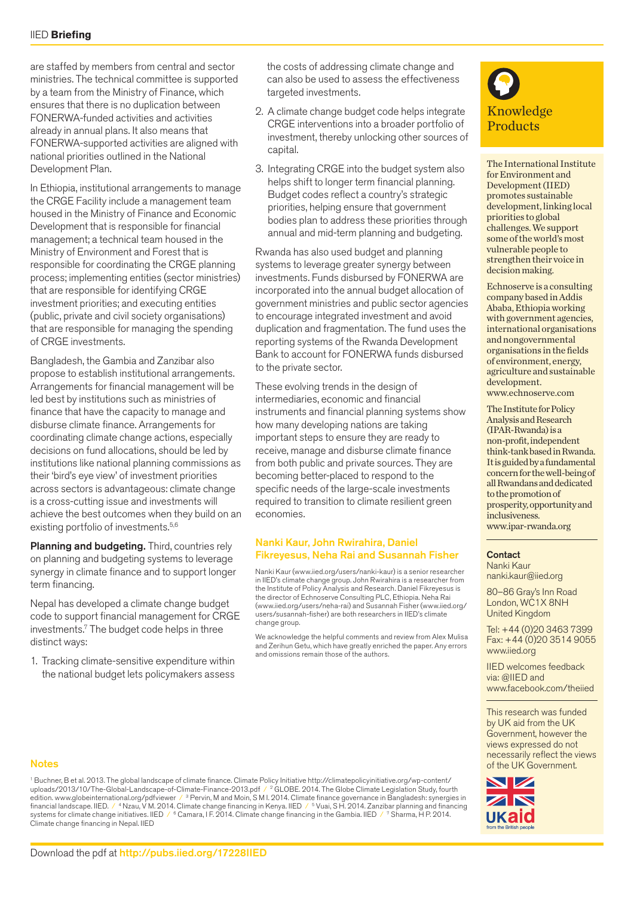are staffed by members from central and sector ministries. The technical committee is supported by a team from the Ministry of Finance, which ensures that there is no duplication between FONERWA-funded activities and activities already in annual plans. It also means that FONERWA-supported activities are aligned with national priorities outlined in the National Development Plan.

In Ethiopia, institutional arrangements to manage the CRGE Facility include a management team housed in the Ministry of Finance and Economic Development that is responsible for financial management; a technical team housed in the Ministry of Environment and Forest that is responsible for coordinating the CRGE planning process; implementing entities (sector ministries) that are responsible for identifying CRGE investment priorities; and executing entities (public, private and civil society organisations) that are responsible for managing the spending of CRGE investments.

Bangladesh, the Gambia and Zanzibar also propose to establish institutional arrangements. Arrangements for financial management will be led best by institutions such as ministries of finance that have the capacity to manage and disburse climate finance. Arrangements for coordinating climate change actions, especially decisions on fund allocations, should be led by institutions like national planning commissions as their 'bird's eye view' of investment priorities across sectors is advantageous: climate change is a cross-cutting issue and investments will achieve the best outcomes when they build on an existing portfolio of investments.[5,6]

**Planning and budgeting.** Third, countries rely on planning and budgeting systems to leverage synergy in climate finance and to support longer term financing.

Nepal has developed a climate change budget code to support financial management for CRGE investments.[7] The budget code helps in three distinct ways:

1. Tracking climate-sensitive expenditure within the national budget lets policymakers assess the costs of addressing climate change and can also be used to assess the effectiveness targeted investments.
2. A climate change budget code helps integrate CRGE interventions into a broader portfolio of investment, thereby unlocking other sources of capital.
3. Integrating CRGE into the budget system also helps shift to longer term financial planning. Budget codes reflect a country's strategic priorities, helping ensure that government bodies plan to address these priorities through annual and mid-term planning and budgeting.

Rwanda has also used budget and planning systems to leverage greater synergy between investments. Funds disbursed by FONERWA are incorporated into the annual budget allocation of government ministries and public sector agencies to encourage integrated investment and avoid duplication and fragmentation. The fund uses the reporting systems of the Rwanda Development Bank to account for FONERWA funds disbursed to the private sector.

These evolving trends in the design of intermediaries, economic and financial instruments and financial planning systems show how many developing nations are taking important steps to ensure they are ready to receive, manage and disburse climate finance from both public and private sources. They are becoming better-placed to respond to the specific needs of the large-scale investments required to transition to climate resilient green economies.

**Nanki Kaur, John Rwirahira, Daniel Fikreyesus, Neha Rai and Susannah Fisher**

Nanki Kaur (www.iied.org/users/nanki-kaur) is a senior researcher in IIED's climate change group. John Rwirahira is a researcher from the Institute of Policy Analysis and Research. Daniel Fikreyesus is the director of Echnoserve Consulting PLC, Ethiopia. Neha Rai (www.iied.org/users/neha-rai) and Susannah Fisher (www.iied.org/users/susannah-fisher) are both researchers in IIED's climate change group.

We acknowledge the helpful comments and review from Alex Mulisa and Zerihun Getu, which have greatly enriched the paper. Any errors and omissions remain those of the authors.

## Knowledge Products

The International Institute for Environment and Development (IIED) promotes sustainable development, linking local priorities to global challenges. We support some of the world's most vulnerable people to strengthen their voice in decision making.

Echnoserve is a consulting company based in Addis Ababa, Ethiopia working with government agencies, international organisations and nongovernmental organisations in the fields of environment, energy, agriculture and sustainable development. www.echnoserve.com

The Institute for Policy Analysis and Research (IPAR-Rwanda) is a non-profit, independent think-tank based in Rwanda. It is guided by a fundamental concern for the well-being of all Rwandans and dedicated to the promotion of prosperity, opportunity and inclusiveness. www.ipar-rwanda.org

**Contact**
Nanki Kaur
nanki.kaur@iied.org

80–86 Gray's Inn Road
London, WC1X 8NH
United Kingdom

Tel: +44 (0)20 3463 7399
Fax: +44 (0)20 3514 9055
www.iied.org

IIED welcomes feedback via: @IIED and www.facebook.com/theiied

This research was funded by UK aid from the UK Government, however the views expressed do not necessarily reflect the views of the UK Government.

### Notes

[1] Buchner, B et al. 2013. The global landscape of climate finance. Climate Policy Initiative http://climatepolicyinitiative.org/wp-content/uploads/2013/10/The-Global-Landscape-of-Climate-Finance-2013.pdf / [2] GLOBE. 2014. The Globe Climate Legislation Study, fourth edition. www.globeinternational.org/pdfviewer / [3] Pervin, M and Moin, S M I. 2014. Climate finance governance in Bangladesh: synergies in financial landscape. IIED. / [4] Nzau, V M. 2014. Climate change financing in Kenya. IIED / [5] Vuai, S H. 2014. Zanzibar planning and financing systems for climate change initiatives. IIED / [6] Camara, I F. 2014. Climate change financing in the Gambia. IIED / [7] Sharma, H P. 2014. Climate change financing in Nepal. IIED

Download the pdf at http://pubs.iied.org/17228IIED